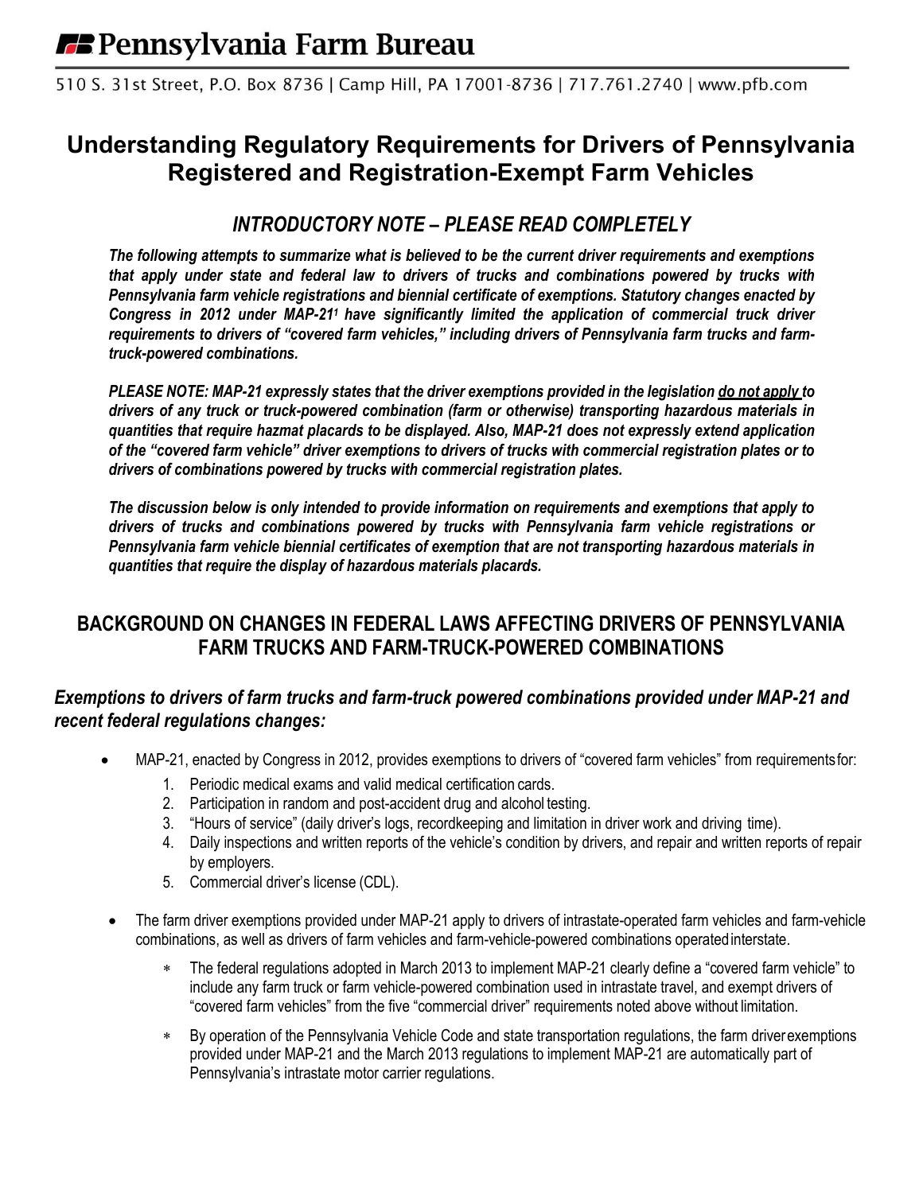# Pennsylvania Farm Bureau

510 S. 31st Street, P.O. Box 8736 | Camp Hill, PA 17001-8736 | 717.761.2740 | www.pfb.com

# Understanding Regulatory Requirements for Drivers of Pennsylvania Registered and Registration-Exempt Farm Vehicles

## *INTRODUCTORY NOTE – PLEASE READ COMPLETELY*

***The following attempts to summarize what is believed to be the current driver requirements and exemptions that apply under state and federal law to drivers of trucks and combinations powered by trucks with Pennsylvania farm vehicle registrations and biennial certificate of exemptions. Statutory changes enacted by Congress in 2012 under MAP-21[1] have significantly limited the application of commercial truck driver requirements to drivers of "covered farm vehicles," including drivers of Pennsylvania farm trucks and farm-truck-powered combinations.***

***PLEASE NOTE: MAP-21 expressly states that the driver exemptions provided in the legislation <u>do not apply</u> to drivers of any truck or truck-powered combination (farm or otherwise) transporting hazardous materials in quantities that require hazmat placards to be displayed. Also, MAP-21 does not expressly extend application of the "covered farm vehicle" driver exemptions to drivers of trucks with commercial registration plates or to drivers of combinations powered by trucks with commercial registration plates.***

***The discussion below is only intended to provide information on requirements and exemptions that apply to drivers of trucks and combinations powered by trucks with Pennsylvania farm vehicle registrations or Pennsylvania farm vehicle biennial certificates of exemption that are not transporting hazardous materials in quantities that require the display of hazardous materials placards.***

## BACKGROUND ON CHANGES IN FEDERAL LAWS AFFECTING DRIVERS OF PENNSYLVANIA FARM TRUCKS AND FARM-TRUCK-POWERED COMBINATIONS

### *Exemptions to drivers of farm trucks and farm-truck powered combinations provided under MAP-21 and recent federal regulations changes:*

- MAP-21, enacted by Congress in 2012, provides exemptions to drivers of "covered farm vehicles" from requirements for:
  1. Periodic medical exams and valid medical certification cards.
  2. Participation in random and post-accident drug and alcohol testing.
  3. "Hours of service" (daily driver's logs, recordkeeping and limitation in driver work and driving time).
  4. Daily inspections and written reports of the vehicle's condition by drivers, and repair and written reports of repair by employers.
  5. Commercial driver's license (CDL).

- The farm driver exemptions provided under MAP-21 apply to drivers of intrastate-operated farm vehicles and farm-vehicle combinations, as well as drivers of farm vehicles and farm-vehicle-powered combinations operated interstate.
  - The federal regulations adopted in March 2013 to implement MAP-21 clearly define a "covered farm vehicle" to include any farm truck or farm vehicle-powered combination used in intrastate travel, and exempt drivers of "covered farm vehicles" from the five "commercial driver" requirements noted above without limitation.
  - By operation of the Pennsylvania Vehicle Code and state transportation regulations, the farm driver exemptions provided under MAP-21 and the March 2013 regulations to implement MAP-21 are automatically part of Pennsylvania's intrastate motor carrier regulations.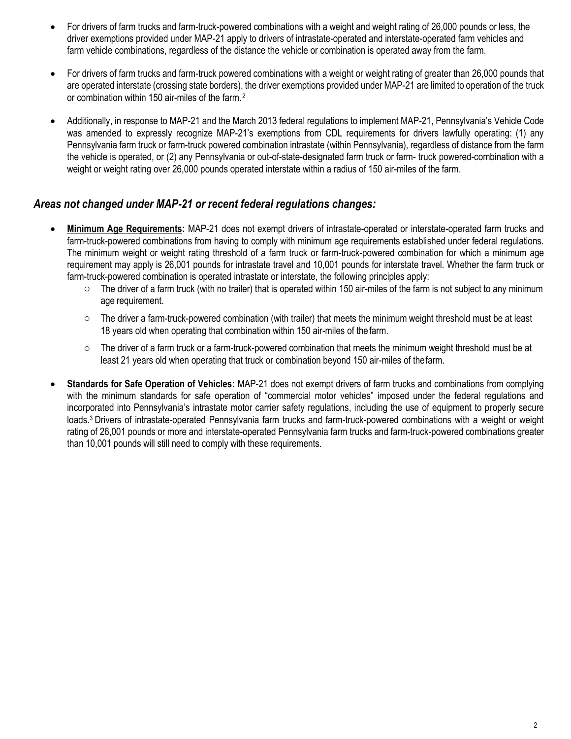- For drivers of farm trucks and farm-truck-powered combinations with a weight and weight rating of 26,000 pounds or less, the driver exemptions provided under MAP-21 apply to drivers of intrastate-operated and interstate-operated farm vehicles and farm vehicle combinations, regardless of the distance the vehicle or combination is operated away from the farm.

- For drivers of farm trucks and farm-truck powered combinations with a weight or weight rating of greater than 26,000 pounds that are operated interstate (crossing state borders), the driver exemptions provided under MAP-21 are limited to operation of the truck or combination within 150 air-miles of the farm.[2]

- Additionally, in response to MAP-21 and the March 2013 federal regulations to implement MAP-21, Pennsylvania's Vehicle Code was amended to expressly recognize MAP-21's exemptions from CDL requirements for drivers lawfully operating: (1) any Pennsylvania farm truck or farm-truck powered combination intrastate (within Pennsylvania), regardless of distance from the farm the vehicle is operated, or (2) any Pennsylvania or out-of-state-designated farm truck or farm- truck powered-combination with a weight or weight rating over 26,000 pounds operated interstate within a radius of 150 air-miles of the farm.

## *Areas not changed under MAP-21 or recent federal regulations changes:*

- **Minimum Age Requirements:** MAP-21 does not exempt drivers of intrastate-operated or interstate-operated farm trucks and farm-truck-powered combinations from having to comply with minimum age requirements established under federal regulations. The minimum weight or weight rating threshold of a farm truck or farm-truck-powered combination for which a minimum age requirement may apply is 26,001 pounds for intrastate travel and 10,001 pounds for interstate travel. Whether the farm truck or farm-truck-powered combination is operated intrastate or interstate, the following principles apply:
  - The driver of a farm truck (with no trailer) that is operated within 150 air-miles of the farm is not subject to any minimum age requirement.
  - The driver a farm-truck-powered combination (with trailer) that meets the minimum weight threshold must be at least 18 years old when operating that combination within 150 air-miles of the farm.
  - The driver of a farm truck or a farm-truck-powered combination that meets the minimum weight threshold must be at least 21 years old when operating that truck or combination beyond 150 air-miles of the farm.

- **Standards for Safe Operation of Vehicles:** MAP-21 does not exempt drivers of farm trucks and combinations from complying with the minimum standards for safe operation of "commercial motor vehicles" imposed under the federal regulations and incorporated into Pennsylvania's intrastate motor carrier safety regulations, including the use of equipment to properly secure loads.[3] Drivers of intrastate-operated Pennsylvania farm trucks and farm-truck-powered combinations with a weight or weight rating of 26,001 pounds or more and interstate-operated Pennsylvania farm trucks and farm-truck-powered combinations greater than 10,001 pounds will still need to comply with these requirements.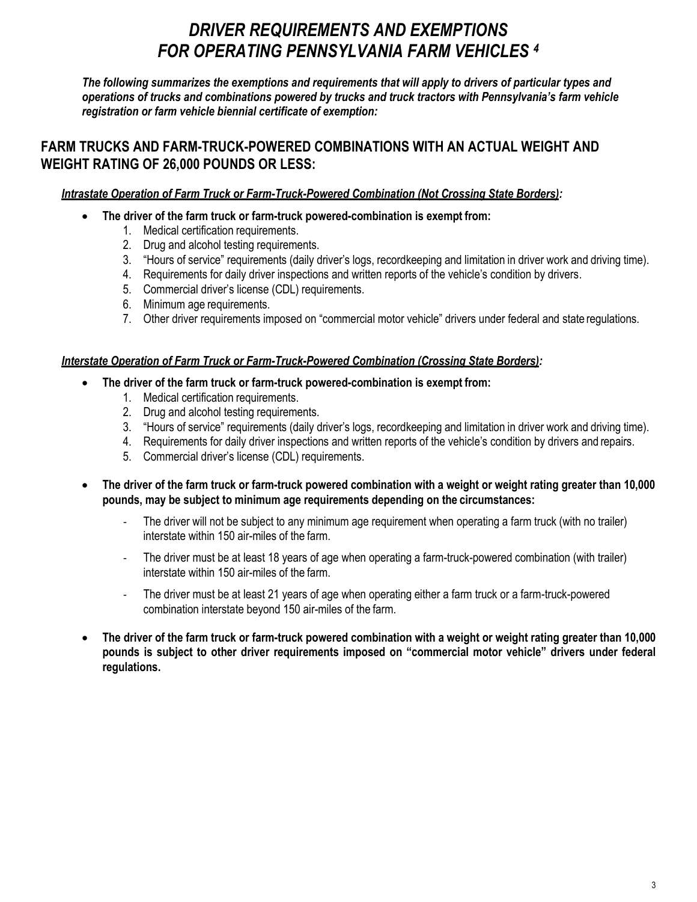# *DRIVER REQUIREMENTS AND EXEMPTIONS FOR OPERATING PENNSYLVANIA FARM VEHICLES* [4]

***The following summarizes the exemptions and requirements that will apply to drivers of particular types and operations of trucks and combinations powered by trucks and truck tractors with Pennsylvania's farm vehicle registration or farm vehicle biennial certificate of exemption:***

## FARM TRUCKS AND FARM-TRUCK-POWERED COMBINATIONS WITH AN ACTUAL WEIGHT AND WEIGHT RATING OF 26,000 POUNDS OR LESS:

***<u>Intrastate Operation of Farm Truck or Farm-Truck-Powered Combination (Not Crossing State Borders)</u>:***

- **The driver of the farm truck or farm-truck powered-combination is exempt from:**
  1. Medical certification requirements.
  2. Drug and alcohol testing requirements.
  3. "Hours of service" requirements (daily driver's logs, recordkeeping and limitation in driver work and driving time).
  4. Requirements for daily driver inspections and written reports of the vehicle's condition by drivers.
  5. Commercial driver's license (CDL) requirements.
  6. Minimum age requirements.
  7. Other driver requirements imposed on "commercial motor vehicle" drivers under federal and state regulations.

***<u>Interstate Operation of Farm Truck or Farm-Truck-Powered Combination (Crossing State Borders)</u>:***

- **The driver of the farm truck or farm-truck powered-combination is exempt from:**
  1. Medical certification requirements.
  2. Drug and alcohol testing requirements.
  3. "Hours of service" requirements (daily driver's logs, recordkeeping and limitation in driver work and driving time).
  4. Requirements for daily driver inspections and written reports of the vehicle's condition by drivers and repairs.
  5. Commercial driver's license (CDL) requirements.

- **The driver of the farm truck or farm-truck powered combination with a weight or weight rating greater than 10,000 pounds, may be subject to minimum age requirements depending on the circumstances:**
  - The driver will not be subject to any minimum age requirement when operating a farm truck (with no trailer) interstate within 150 air-miles of the farm.
  - The driver must be at least 18 years of age when operating a farm-truck-powered combination (with trailer) interstate within 150 air-miles of the farm.
  - The driver must be at least 21 years of age when operating either a farm truck or a farm-truck-powered combination interstate beyond 150 air-miles of the farm.

- **The driver of the farm truck or farm-truck powered combination with a weight or weight rating greater than 10,000 pounds is subject to other driver requirements imposed on "commercial motor vehicle" drivers under federal regulations.**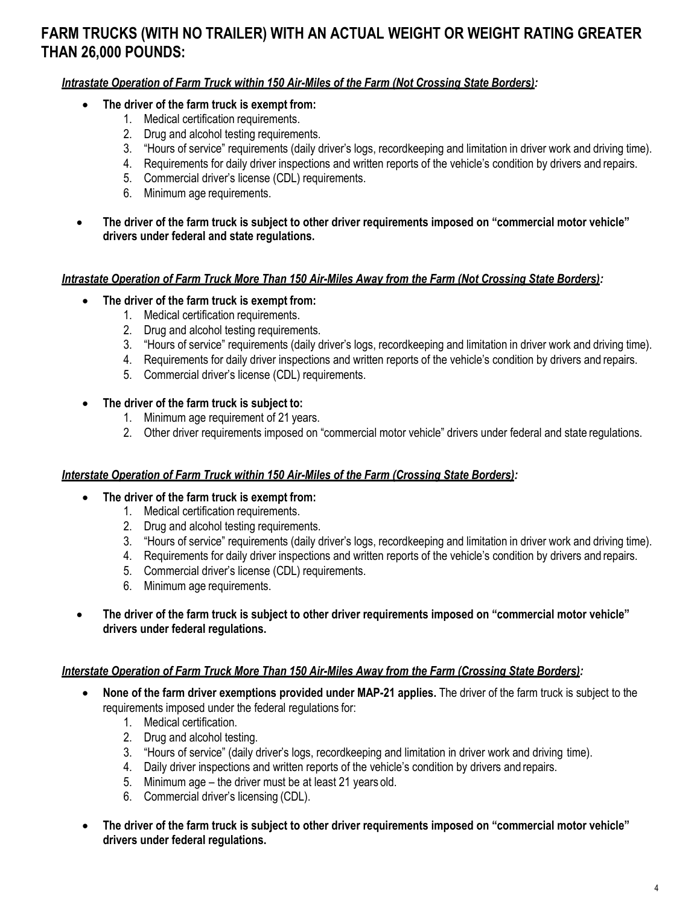## FARM TRUCKS (WITH NO TRAILER) WITH AN ACTUAL WEIGHT OR WEIGHT RATING GREATER THAN 26,000 POUNDS:

***Intrastate Operation of Farm Truck within 150 Air-Miles of the Farm (Not Crossing State Borders):***

- **The driver of the farm truck is exempt from:**
  1. Medical certification requirements.
  2. Drug and alcohol testing requirements.
  3. "Hours of service" requirements (daily driver's logs, recordkeeping and limitation in driver work and driving time).
  4. Requirements for daily driver inspections and written reports of the vehicle's condition by drivers and repairs.
  5. Commercial driver's license (CDL) requirements.
  6. Minimum age requirements.
- **The driver of the farm truck is subject to other driver requirements imposed on "commercial motor vehicle" drivers under federal and state regulations.**

***Intrastate Operation of Farm Truck More Than 150 Air-Miles Away from the Farm (Not Crossing State Borders):***

- **The driver of the farm truck is exempt from:**
  1. Medical certification requirements.
  2. Drug and alcohol testing requirements.
  3. "Hours of service" requirements (daily driver's logs, recordkeeping and limitation in driver work and driving time).
  4. Requirements for daily driver inspections and written reports of the vehicle's condition by drivers and repairs.
  5. Commercial driver's license (CDL) requirements.
- **The driver of the farm truck is subject to:**
  1. Minimum age requirement of 21 years.
  2. Other driver requirements imposed on "commercial motor vehicle" drivers under federal and state regulations.

***Interstate Operation of Farm Truck within 150 Air-Miles of the Farm (Crossing State Borders):***

- **The driver of the farm truck is exempt from:**
  1. Medical certification requirements.
  2. Drug and alcohol testing requirements.
  3. "Hours of service" requirements (daily driver's logs, recordkeeping and limitation in driver work and driving time).
  4. Requirements for daily driver inspections and written reports of the vehicle's condition by drivers and repairs.
  5. Commercial driver's license (CDL) requirements.
  6. Minimum age requirements.
- **The driver of the farm truck is subject to other driver requirements imposed on "commercial motor vehicle" drivers under federal regulations.**

***Interstate Operation of Farm Truck More Than 150 Air-Miles Away from the Farm (Crossing State Borders):***

- **None of the farm driver exemptions provided under MAP-21 applies.** The driver of the farm truck is subject to the requirements imposed under the federal regulations for:
  1. Medical certification.
  2. Drug and alcohol testing.
  3. "Hours of service" (daily driver's logs, recordkeeping and limitation in driver work and driving time).
  4. Daily driver inspections and written reports of the vehicle's condition by drivers and repairs.
  5. Minimum age – the driver must be at least 21 years old.
  6. Commercial driver's licensing (CDL).
- **The driver of the farm truck is subject to other driver requirements imposed on "commercial motor vehicle" drivers under federal regulations.**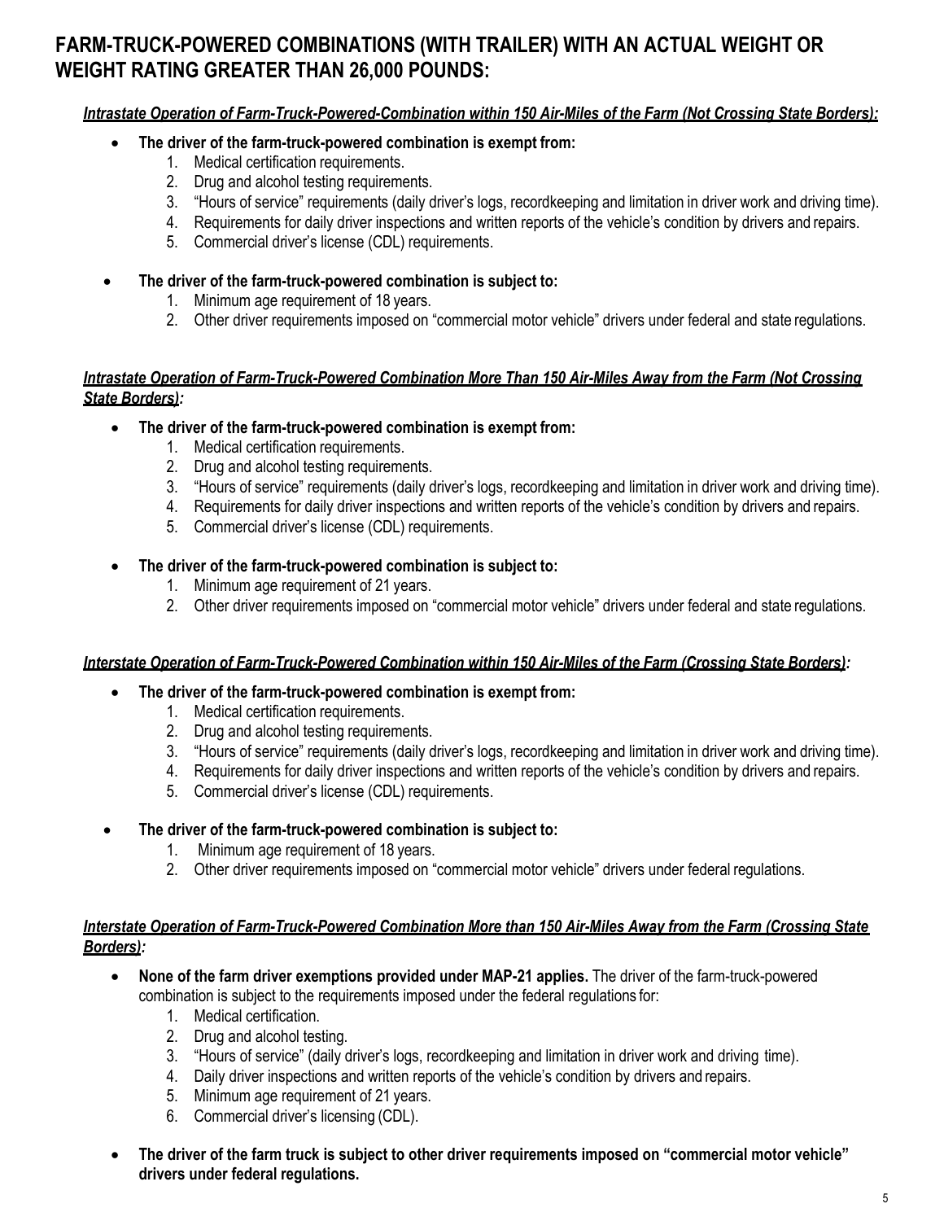## FARM-TRUCK-POWERED COMBINATIONS (WITH TRAILER) WITH AN ACTUAL WEIGHT OR WEIGHT RATING GREATER THAN 26,000 POUNDS:

***Intrastate Operation of Farm-Truck-Powered-Combination within 150 Air-Miles of the Farm (Not Crossing State Borders):***

- **The driver of the farm-truck-powered combination is exempt from:**
  1. Medical certification requirements.
  2. Drug and alcohol testing requirements.
  3. "Hours of service" requirements (daily driver's logs, recordkeeping and limitation in driver work and driving time).
  4. Requirements for daily driver inspections and written reports of the vehicle's condition by drivers and repairs.
  5. Commercial driver's license (CDL) requirements.

- **The driver of the farm-truck-powered combination is subject to:**
  1. Minimum age requirement of 18 years.
  2. Other driver requirements imposed on "commercial motor vehicle" drivers under federal and state regulations.

***Intrastate Operation of Farm-Truck-Powered Combination More Than 150 Air-Miles Away from the Farm (Not Crossing State Borders):***

- **The driver of the farm-truck-powered combination is exempt from:**
  1. Medical certification requirements.
  2. Drug and alcohol testing requirements.
  3. "Hours of service" requirements (daily driver's logs, recordkeeping and limitation in driver work and driving time).
  4. Requirements for daily driver inspections and written reports of the vehicle's condition by drivers and repairs.
  5. Commercial driver's license (CDL) requirements.

- **The driver of the farm-truck-powered combination is subject to:**
  1. Minimum age requirement of 21 years.
  2. Other driver requirements imposed on "commercial motor vehicle" drivers under federal and state regulations.

***Interstate Operation of Farm-Truck-Powered Combination within 150 Air-Miles of the Farm (Crossing State Borders):***

- **The driver of the farm-truck-powered combination is exempt from:**
  1. Medical certification requirements.
  2. Drug and alcohol testing requirements.
  3. "Hours of service" requirements (daily driver's logs, recordkeeping and limitation in driver work and driving time).
  4. Requirements for daily driver inspections and written reports of the vehicle's condition by drivers and repairs.
  5. Commercial driver's license (CDL) requirements.

- **The driver of the farm-truck-powered combination is subject to:**
  1. Minimum age requirement of 18 years.
  2. Other driver requirements imposed on "commercial motor vehicle" drivers under federal regulations.

***Interstate Operation of Farm-Truck-Powered Combination More than 150 Air-Miles Away from the Farm (Crossing State Borders):***

- **None of the farm driver exemptions provided under MAP-21 applies.** The driver of the farm-truck-powered combination is subject to the requirements imposed under the federal regulations for:
  1. Medical certification.
  2. Drug and alcohol testing.
  3. "Hours of service" (daily driver's logs, recordkeeping and limitation in driver work and driving time).
  4. Daily driver inspections and written reports of the vehicle's condition by drivers and repairs.
  5. Minimum age requirement of 21 years.
  6. Commercial driver's licensing (CDL).

- **The driver of the farm truck is subject to other driver requirements imposed on "commercial motor vehicle" drivers under federal regulations.**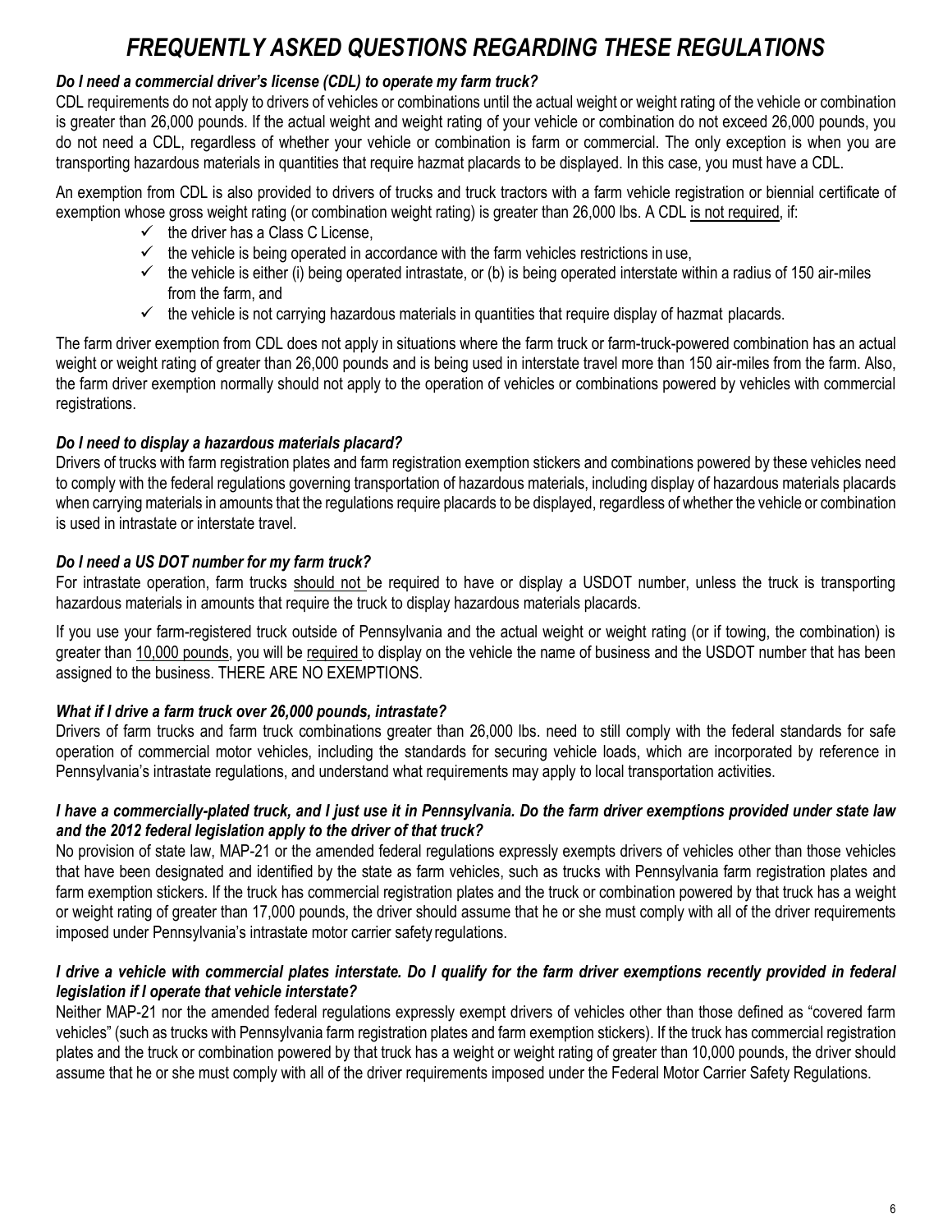# *FREQUENTLY ASKED QUESTIONS REGARDING THESE REGULATIONS*

***Do I need a commercial driver's license (CDL) to operate my farm truck?***

CDL requirements do not apply to drivers of vehicles or combinations until the actual weight or weight rating of the vehicle or combination is greater than 26,000 pounds. If the actual weight and weight rating of your vehicle or combination do not exceed 26,000 pounds, you do not need a CDL, regardless of whether your vehicle or combination is farm or commercial. The only exception is when you are transporting hazardous materials in quantities that require hazmat placards to be displayed. In this case, you must have a CDL.

An exemption from CDL is also provided to drivers of trucks and truck tractors with a farm vehicle registration or biennial certificate of exemption whose gross weight rating (or combination weight rating) is greater than 26,000 lbs. A CDL is not required, if:

- ✓ the driver has a Class C License,
- ✓ the vehicle is being operated in accordance with the farm vehicles restrictions in use,
- ✓ the vehicle is either (i) being operated intrastate, or (b) is being operated interstate within a radius of 150 air-miles from the farm, and
- ✓ the vehicle is not carrying hazardous materials in quantities that require display of hazmat placards.

The farm driver exemption from CDL does not apply in situations where the farm truck or farm-truck-powered combination has an actual weight or weight rating of greater than 26,000 pounds and is being used in interstate travel more than 150 air-miles from the farm. Also, the farm driver exemption normally should not apply to the operation of vehicles or combinations powered by vehicles with commercial registrations.

***Do I need to display a hazardous materials placard?***

Drivers of trucks with farm registration plates and farm registration exemption stickers and combinations powered by these vehicles need to comply with the federal regulations governing transportation of hazardous materials, including display of hazardous materials placards when carrying materials in amounts that the regulations require placards to be displayed, regardless of whether the vehicle or combination is used in intrastate or interstate travel.

***Do I need a US DOT number for my farm truck?***

For intrastate operation, farm trucks should not be required to have or display a USDOT number, unless the truck is transporting hazardous materials in amounts that require the truck to display hazardous materials placards.

If you use your farm-registered truck outside of Pennsylvania and the actual weight or weight rating (or if towing, the combination) is greater than 10,000 pounds, you will be required to display on the vehicle the name of business and the USDOT number that has been assigned to the business. THERE ARE NO EXEMPTIONS.

***What if I drive a farm truck over 26,000 pounds, intrastate?***

Drivers of farm trucks and farm truck combinations greater than 26,000 lbs. need to still comply with the federal standards for safe operation of commercial motor vehicles, including the standards for securing vehicle loads, which are incorporated by reference in Pennsylvania's intrastate regulations, and understand what requirements may apply to local transportation activities.

***I have a commercially-plated truck, and I just use it in Pennsylvania. Do the farm driver exemptions provided under state law and the 2012 federal legislation apply to the driver of that truck?***

No provision of state law, MAP-21 or the amended federal regulations expressly exempts drivers of vehicles other than those vehicles that have been designated and identified by the state as farm vehicles, such as trucks with Pennsylvania farm registration plates and farm exemption stickers. If the truck has commercial registration plates and the truck or combination powered by that truck has a weight or weight rating of greater than 17,000 pounds, the driver should assume that he or she must comply with all of the driver requirements imposed under Pennsylvania's intrastate motor carrier safety regulations.

***I drive a vehicle with commercial plates interstate. Do I qualify for the farm driver exemptions recently provided in federal legislation if I operate that vehicle interstate?***

Neither MAP-21 nor the amended federal regulations expressly exempt drivers of vehicles other than those defined as "covered farm vehicles" (such as trucks with Pennsylvania farm registration plates and farm exemption stickers). If the truck has commercial registration plates and the truck or combination powered by that truck has a weight or weight rating of greater than 10,000 pounds, the driver should assume that he or she must comply with all of the driver requirements imposed under the Federal Motor Carrier Safety Regulations.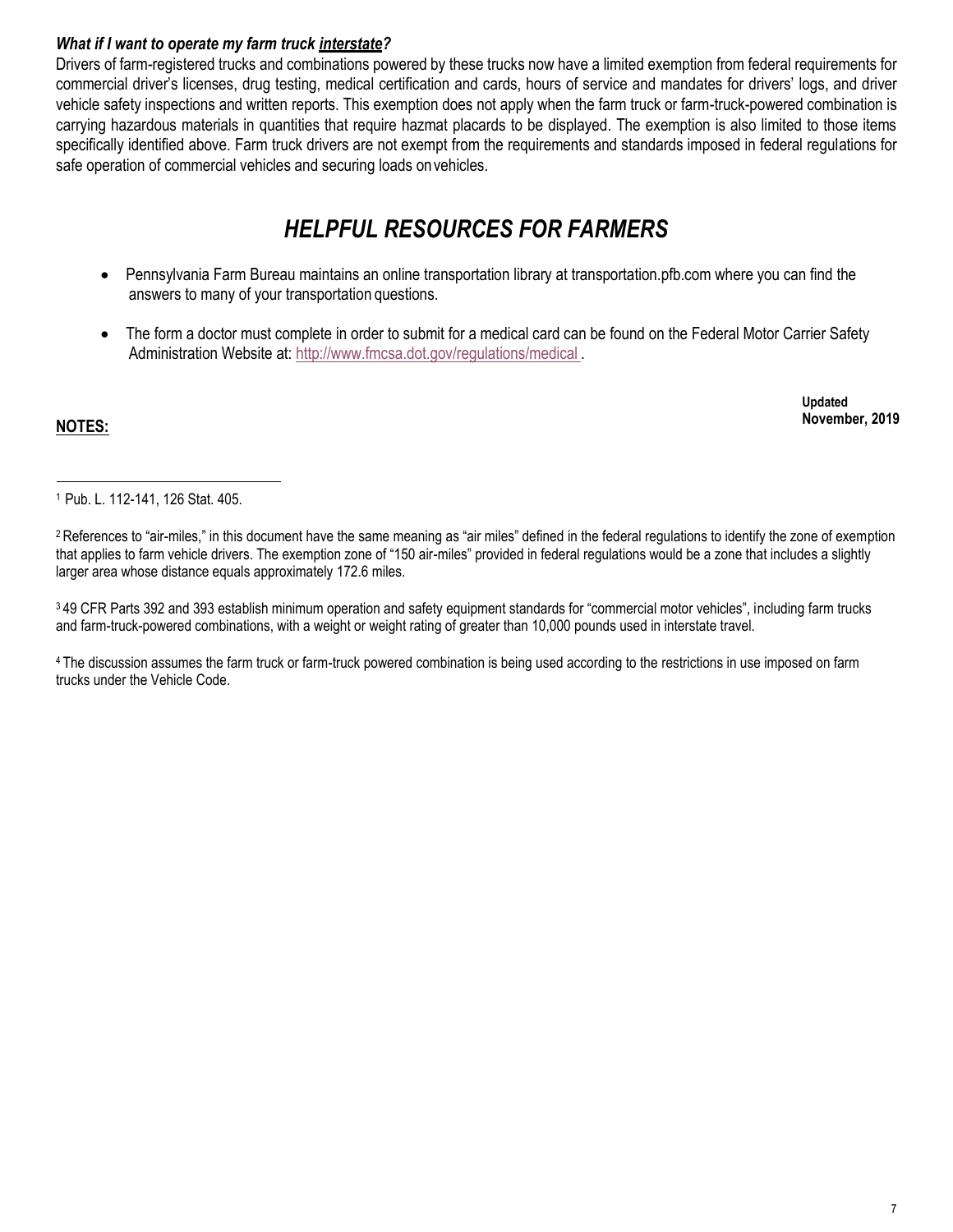***What if I want to operate my farm truck <u>interstate</u>?***

Drivers of farm-registered trucks and combinations powered by these trucks now have a limited exemption from federal requirements for commercial driver's licenses, drug testing, medical certification and cards, hours of service and mandates for drivers' logs, and driver vehicle safety inspections and written reports. This exemption does not apply when the farm truck or farm-truck-powered combination is carrying hazardous materials in quantities that require hazmat placards to be displayed. The exemption is also limited to those items specifically identified above. Farm truck drivers are not exempt from the requirements and standards imposed in federal regulations for safe operation of commercial vehicles and securing loads on vehicles.

# *HELPFUL RESOURCES FOR FARMERS*

- Pennsylvania Farm Bureau maintains an online transportation library at transportation.pfb.com where you can find the answers to many of your transportation questions.
- The form a doctor must complete in order to submit for a medical card can be found on the Federal Motor Carrier Safety Administration Website at: http://www.fmcsa.dot.gov/regulations/medical .

**Updated November, 2019**

**<u>NOTES:</u>**

[1] Pub. L. 112-141, 126 Stat. 405.

[2] References to "air-miles," in this document have the same meaning as "air miles" defined in the federal regulations to identify the zone of exemption that applies to farm vehicle drivers. The exemption zone of "150 air-miles" provided in federal regulations would be a zone that includes a slightly larger area whose distance equals approximately 172.6 miles.

[3] 49 CFR Parts 392 and 393 establish minimum operation and safety equipment standards for "commercial motor vehicles", including farm trucks and farm-truck-powered combinations, with a weight or weight rating of greater than 10,000 pounds used in interstate travel.

[4] The discussion assumes the farm truck or farm-truck powered combination is being used according to the restrictions in use imposed on farm trucks under the Vehicle Code.